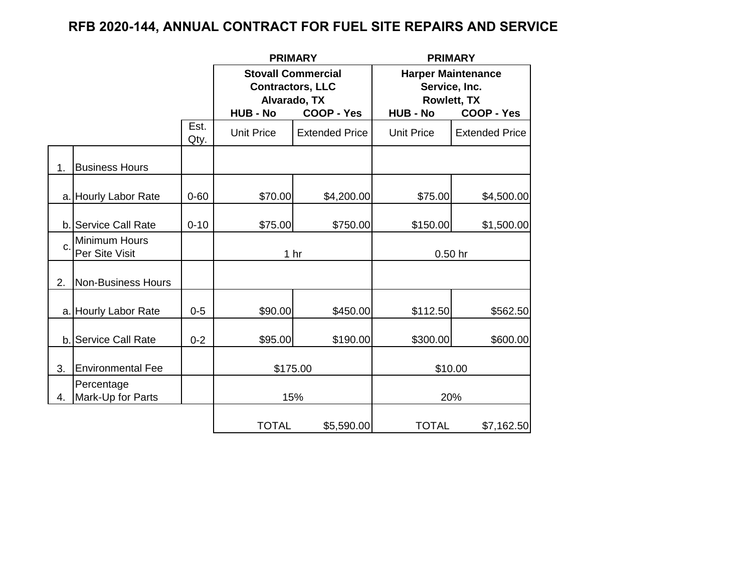# RFB 2020-144, ANNUAL CONTRACT FOR FUEL SITE REPAIRS AND SERVICE

| | | | PRIMARY | | PRIMARY | |
|---|---|---|---|---|---|---|
| | | | **Stovall Commercial Contractors, LLC Alvarado, TX** | | **Harper Maintenance Service, Inc. Rowlett, TX** | |
| | | | **HUB - No** | **COOP - Yes** | **HUB - No** | **COOP - Yes** |
| | | Est. Qty. | Unit Price | Extended Price | Unit Price | Extended Price |
| 1. | Business Hours | | | | | |
| a. | Hourly Labor Rate | 0-60 | $70.00 | $4,200.00 | $75.00 | $4,500.00 |
| b. | Service Call Rate | 0-10 | $75.00 | $750.00 | $150.00 | $1,500.00 |
| c. | Minimum Hours Per Site Visit | | 1 hr | | 0.50 hr | |
| 2. | Non-Business Hours | | | | | |
| a. | Hourly Labor Rate | 0-5 | $90.00 | $450.00 | $112.50 | $562.50 |
| b. | Service Call Rate | 0-2 | $95.00 | $190.00 | $300.00 | $600.00 |
| 3. | Environmental Fee | | $175.00 | | $10.00 | |
| 4. | Percentage Mark-Up for Parts | | 15% | | 20% | |
| | | | TOTAL | $5,590.00 | TOTAL | $7,162.50 |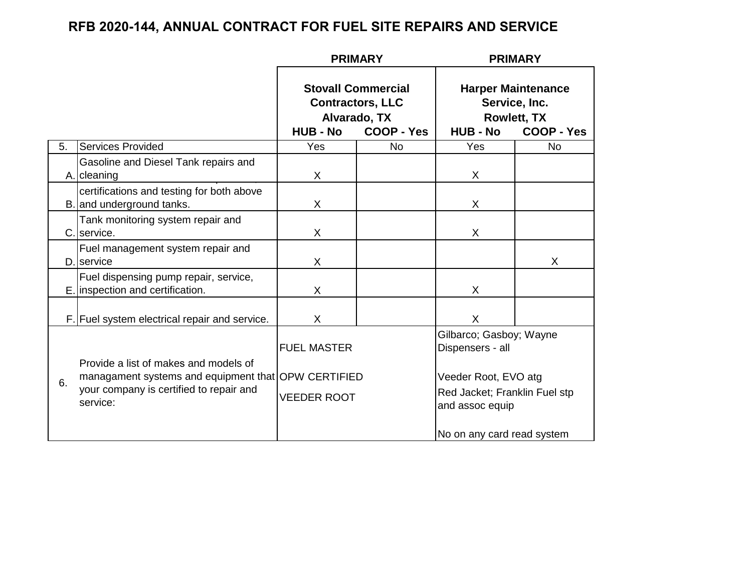## RFB 2020-144, ANNUAL CONTRACT FOR FUEL SITE REPAIRS AND SERVICE

| | | PRIMARY | | PRIMARY | |
|---|---|---|---|---|---|
| | | Stovall Commercial Contractors, LLC Alvarado, TX | | Harper Maintenance Service, Inc. Rowlett, TX | |
| | | HUB - No | COOP - Yes | HUB - No | COOP - Yes |
| 5. | Services Provided | Yes | No | Yes | No |
| A. | Gasoline and Diesel Tank repairs and cleaning | X | | X | |
| B. | certifications and testing for both above and underground tanks. | X | | X | |
| C. | Tank monitoring system repair and service. | X | | X | |
| D. | Fuel management system repair and service | X | | | X |
| E. | Fuel dispensing pump repair, service, inspection and certification. | X | | X | |
| F. | Fuel system electrical repair and service. | X | | X | |
| 6. | Provide a list of makes and models of managament systems and equipment that your company is certified to repair and service: | FUEL MASTER<br><br>OPW CERTIFIED<br><br>VEEDER ROOT | | Gilbarco; Gasboy; Wayne Dispensers - all<br><br>Veeder Root, EVO atg<br><br>Red Jacket; Franklin Fuel stp and assoc equip<br><br>No on any card read system | |